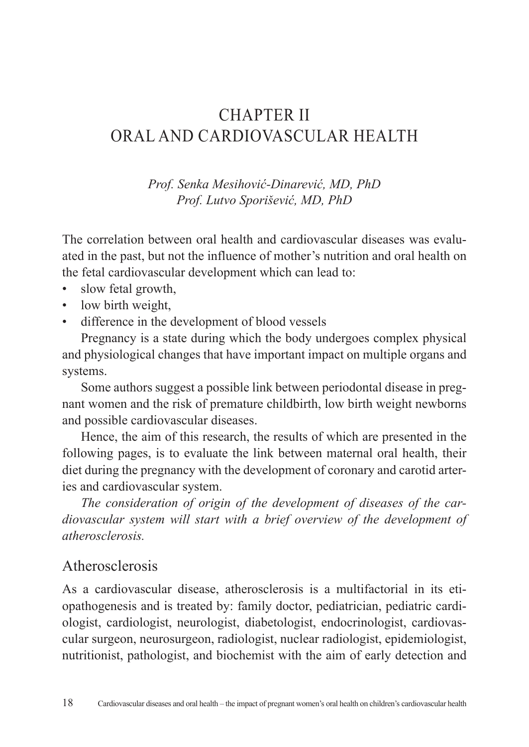# CHAPTER II
# ORAL AND CARDIOVASCULAR HEALTH

*Prof. Senka Mesihović-Dinarević, MD, PhD*
*Prof. Lutvo Sporišević, MD, PhD*

The correlation between oral health and cardiovascular diseases was evaluated in the past, but not the influence of mother's nutrition and oral health on the fetal cardiovascular development which can lead to:

- slow fetal growth,
- low birth weight,
- difference in the development of blood vessels

Pregnancy is a state during which the body undergoes complex physical and physiological changes that have important impact on multiple organs and systems.

Some authors suggest a possible link between periodontal disease in pregnant women and the risk of premature childbirth, low birth weight newborns and possible cardiovascular diseases.

Hence, the aim of this research, the results of which are presented in the following pages, is to evaluate the link between maternal oral health, their diet during the pregnancy with the development of coronary and carotid arteries and cardiovascular system.

*The consideration of origin of the development of diseases of the cardiovascular system will start with a brief overview of the development of atherosclerosis.*

## Atherosclerosis

As a cardiovascular disease, atherosclerosis is a multifactorial in its etiopathogenesis and is treated by: family doctor, pediatrician, pediatric cardiologist, cardiologist, neurologist, diabetologist, endocrinologist, cardiovascular surgeon, neurosurgeon, radiologist, nuclear radiologist, epidemiologist, nutritionist, pathologist, and biochemist with the aim of early detection and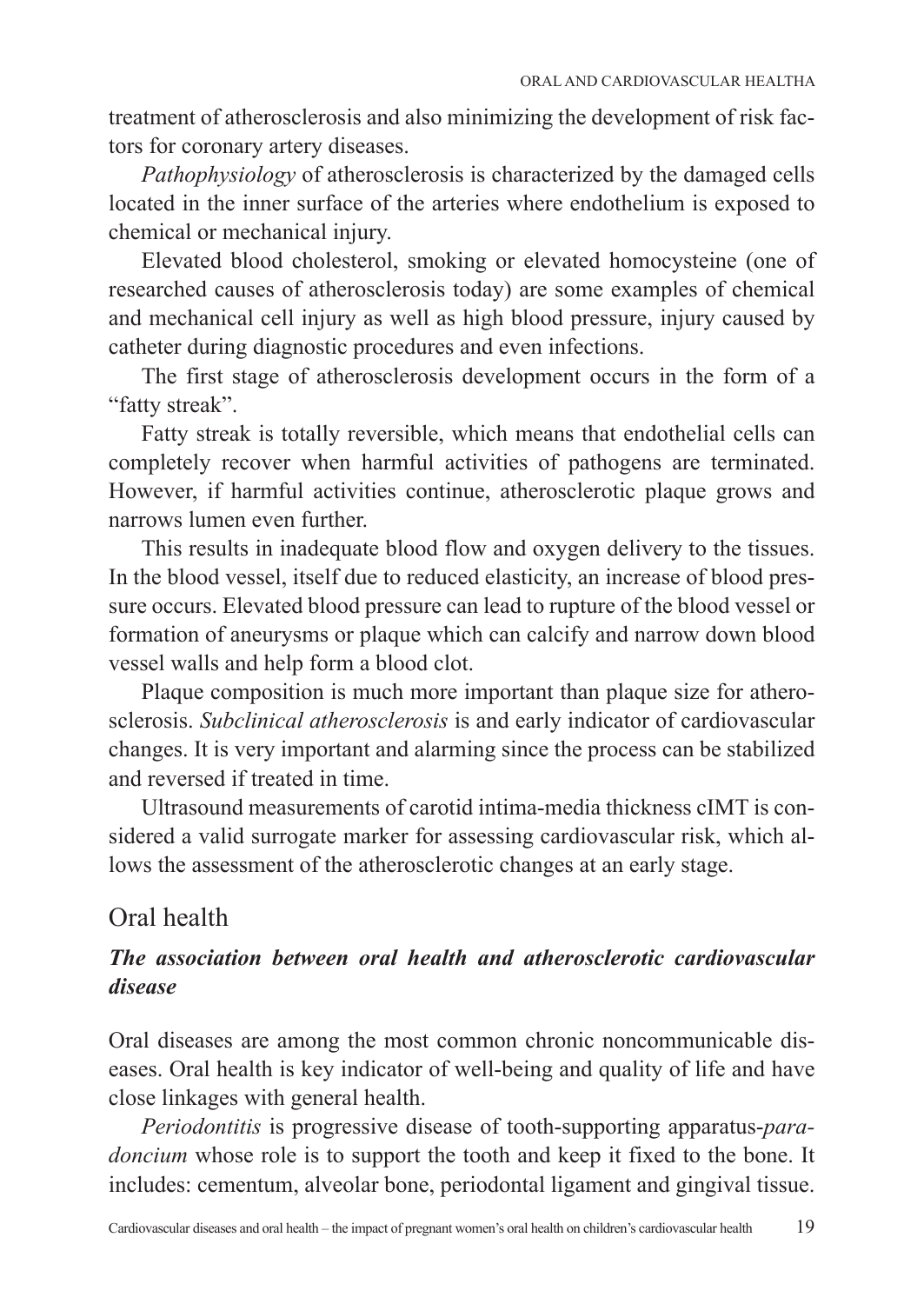treatment of atherosclerosis and also minimizing the development of risk factors for coronary artery diseases.

*Pathophysiology* of atherosclerosis is characterized by the damaged cells located in the inner surface of the arteries where endothelium is exposed to chemical or mechanical injury.

Elevated blood cholesterol, smoking or elevated homocysteine (one of researched causes of atherosclerosis today) are some examples of chemical and mechanical cell injury as well as high blood pressure, injury caused by catheter during diagnostic procedures and even infections.

The first stage of atherosclerosis development occurs in the form of a "fatty streak".

Fatty streak is totally reversible, which means that endothelial cells can completely recover when harmful activities of pathogens are terminated. However, if harmful activities continue, atherosclerotic plaque grows and narrows lumen even further.

This results in inadequate blood flow and oxygen delivery to the tissues. In the blood vessel, itself due to reduced elasticity, an increase of blood pressure occurs. Elevated blood pressure can lead to rupture of the blood vessel or formation of aneurysms or plaque which can calcify and narrow down blood vessel walls and help form a blood clot.

Plaque composition is much more important than plaque size for atherosclerosis. *Subclinical atherosclerosis* is and early indicator of cardiovascular changes. It is very important and alarming since the process can be stabilized and reversed if treated in time.

Ultrasound measurements of carotid intima-media thickness cIMT is considered a valid surrogate marker for assessing cardiovascular risk, which allows the assessment of the atherosclerotic changes at an early stage.

## Oral health

### *The association between oral health and atherosclerotic cardiovascular disease*

Oral diseases are among the most common chronic noncommunicable diseases. Oral health is key indicator of well-being and quality of life and have close linkages with general health.

*Periodontitis* is progressive disease of tooth-supporting apparatus-*paradoncium* whose role is to support the tooth and keep it fixed to the bone. It includes: cementum, alveolar bone, periodontal ligament and gingival tissue.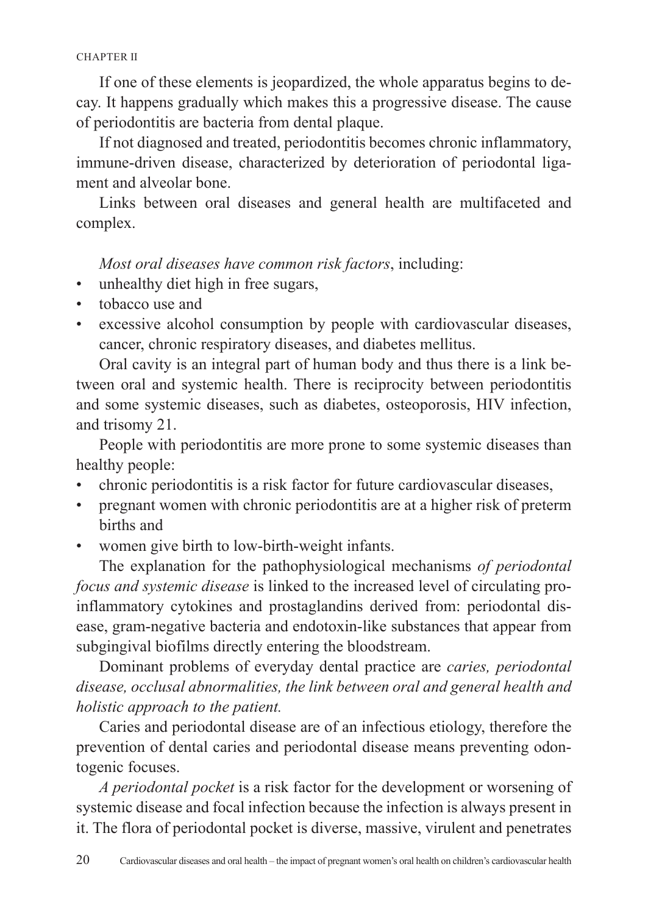If one of these elements is jeopardized, the whole apparatus begins to decay. It happens gradually which makes this a progressive disease. The cause of periodontitis are bacteria from dental plaque.

If not diagnosed and treated, periodontitis becomes chronic inflammatory, immune-driven disease, characterized by deterioration of periodontal ligament and alveolar bone.

Links between oral diseases and general health are multifaceted and complex.

*Most oral diseases have common risk factors*, including:

- unhealthy diet high in free sugars,
- tobacco use and
- excessive alcohol consumption by people with cardiovascular diseases, cancer, chronic respiratory diseases, and diabetes mellitus.

Oral cavity is an integral part of human body and thus there is a link between oral and systemic health. There is reciprocity between periodontitis and some systemic diseases, such as diabetes, osteoporosis, HIV infection, and trisomy 21.

People with periodontitis are more prone to some systemic diseases than healthy people:

- chronic periodontitis is a risk factor for future cardiovascular diseases,
- pregnant women with chronic periodontitis are at a higher risk of preterm births and
- women give birth to low-birth-weight infants.

The explanation for the pathophysiological mechanisms *of periodontal focus and systemic disease* is linked to the increased level of circulating pro-inflammatory cytokines and prostaglandins derived from: periodontal disease, gram-negative bacteria and endotoxin-like substances that appear from subgingival biofilms directly entering the bloodstream.

Dominant problems of everyday dental practice are *caries, periodontal disease, occlusal abnormalities, the link between oral and general health and holistic approach to the patient.*

Caries and periodontal disease are of an infectious etiology, therefore the prevention of dental caries and periodontal disease means preventing odontogenic focuses.

*A periodontal pocket* is a risk factor for the development or worsening of systemic disease and focal infection because the infection is always present in it. The flora of periodontal pocket is diverse, massive, virulent and penetrates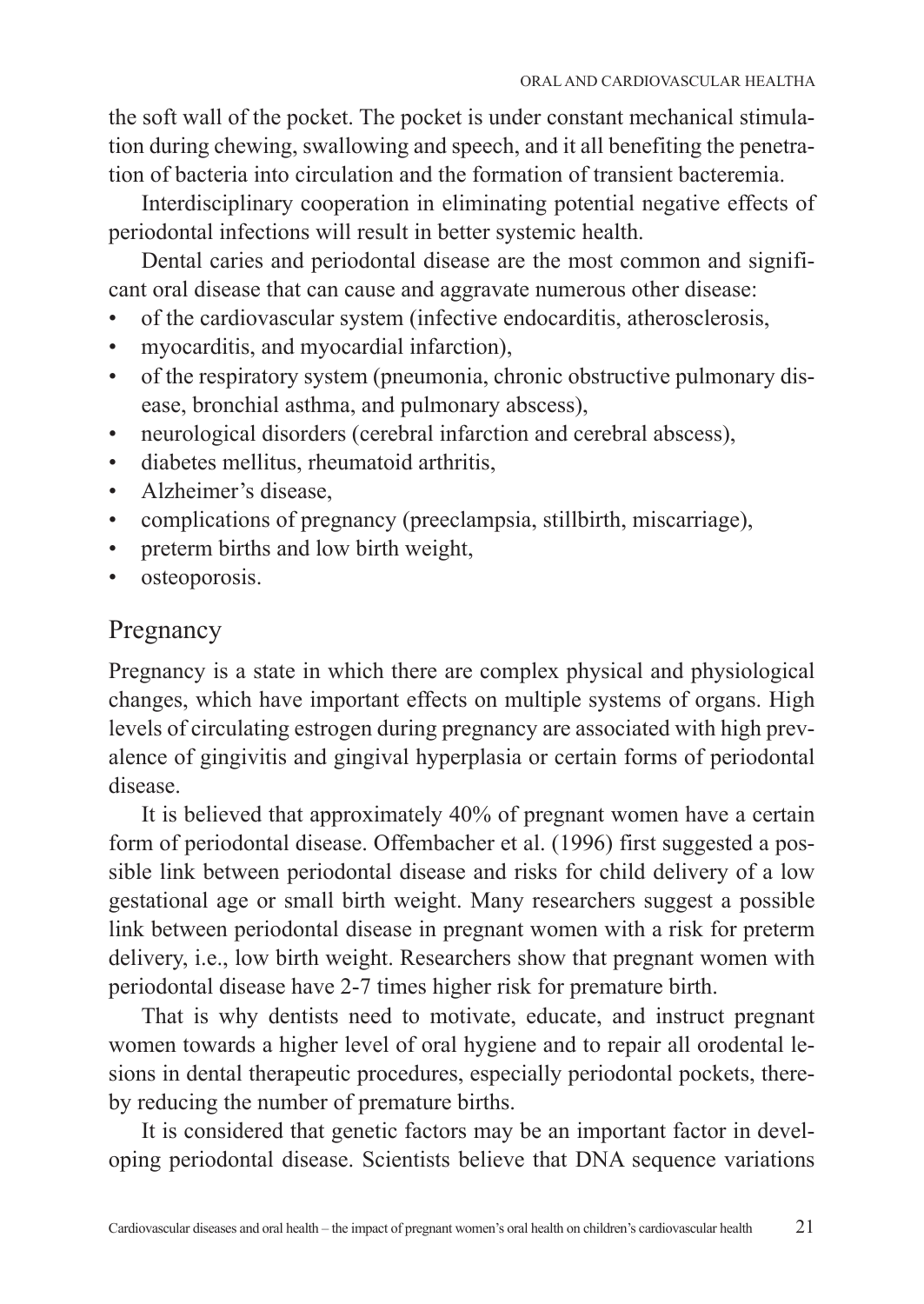the soft wall of the pocket. The pocket is under constant mechanical stimulation during chewing, swallowing and speech, and it all benefiting the penetration of bacteria into circulation and the formation of transient bacteremia.

Interdisciplinary cooperation in eliminating potential negative effects of periodontal infections will result in better systemic health.

Dental caries and periodontal disease are the most common and significant oral disease that can cause and aggravate numerous other disease:

- of the cardiovascular system (infective endocarditis, atherosclerosis,
- myocarditis, and myocardial infarction),
- of the respiratory system (pneumonia, chronic obstructive pulmonary disease, bronchial asthma, and pulmonary abscess),
- neurological disorders (cerebral infarction and cerebral abscess),
- diabetes mellitus, rheumatoid arthritis,
- Alzheimer's disease,
- complications of pregnancy (preeclampsia, stillbirth, miscarriage),
- preterm births and low birth weight,
- osteoporosis.

## Pregnancy

Pregnancy is a state in which there are complex physical and physiological changes, which have important effects on multiple systems of organs. High levels of circulating estrogen during pregnancy are associated with high prevalence of gingivitis and gingival hyperplasia or certain forms of periodontal disease.

It is believed that approximately 40% of pregnant women have a certain form of periodontal disease. Offembacher et al. (1996) first suggested a possible link between periodontal disease and risks for child delivery of a low gestational age or small birth weight. Many researchers suggest a possible link between periodontal disease in pregnant women with a risk for preterm delivery, i.e., low birth weight. Researchers show that pregnant women with periodontal disease have 2-7 times higher risk for premature birth.

That is why dentists need to motivate, educate, and instruct pregnant women towards a higher level of oral hygiene and to repair all orodental lesions in dental therapeutic procedures, especially periodontal pockets, thereby reducing the number of premature births.

It is considered that genetic factors may be an important factor in developing periodontal disease. Scientists believe that DNA sequence variations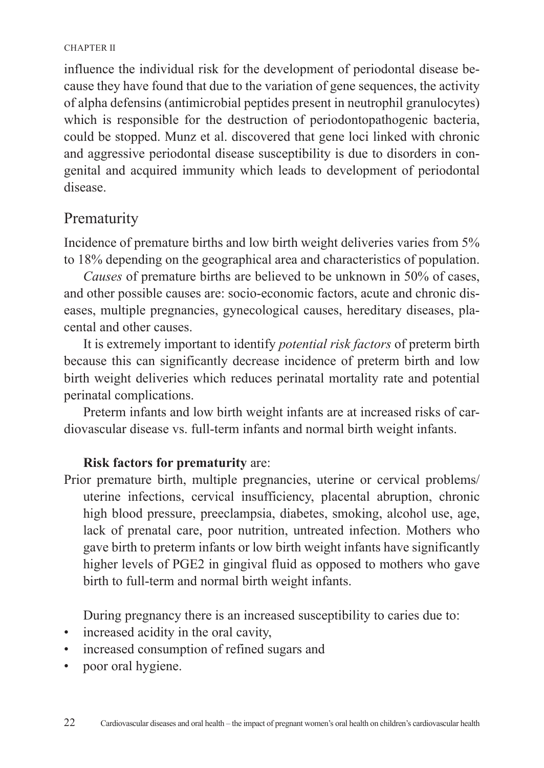influence the individual risk for the development of periodontal disease because they have found that due to the variation of gene sequences, the activity of alpha defensins (antimicrobial peptides present in neutrophil granulocytes) which is responsible for the destruction of periodontopathogenic bacteria, could be stopped. Munz et al. discovered that gene loci linked with chronic and aggressive periodontal disease susceptibility is due to disorders in congenital and acquired immunity which leads to development of periodontal disease.

## Prematurity

Incidence of premature births and low birth weight deliveries varies from 5% to 18% depending on the geographical area and characteristics of population.

*Causes* of premature births are believed to be unknown in 50% of cases, and other possible causes are: socio-economic factors, acute and chronic diseases, multiple pregnancies, gynecological causes, hereditary diseases, placental and other causes.

It is extremely important to identify *potential risk factors* of preterm birth because this can significantly decrease incidence of preterm birth and low birth weight deliveries which reduces perinatal mortality rate and potential perinatal complications.

Preterm infants and low birth weight infants are at increased risks of cardiovascular disease vs. full-term infants and normal birth weight infants.

**Risk factors for prematurity** are:

Prior premature birth, multiple pregnancies, uterine or cervical problems/ uterine infections, cervical insufficiency, placental abruption, chronic high blood pressure, preeclampsia, diabetes, smoking, alcohol use, age, lack of prenatal care, poor nutrition, untreated infection. Mothers who gave birth to preterm infants or low birth weight infants have significantly higher levels of PGE2 in gingival fluid as opposed to mothers who gave birth to full-term and normal birth weight infants.

During pregnancy there is an increased susceptibility to caries due to:

- increased acidity in the oral cavity,
- increased consumption of refined sugars and
- poor oral hygiene.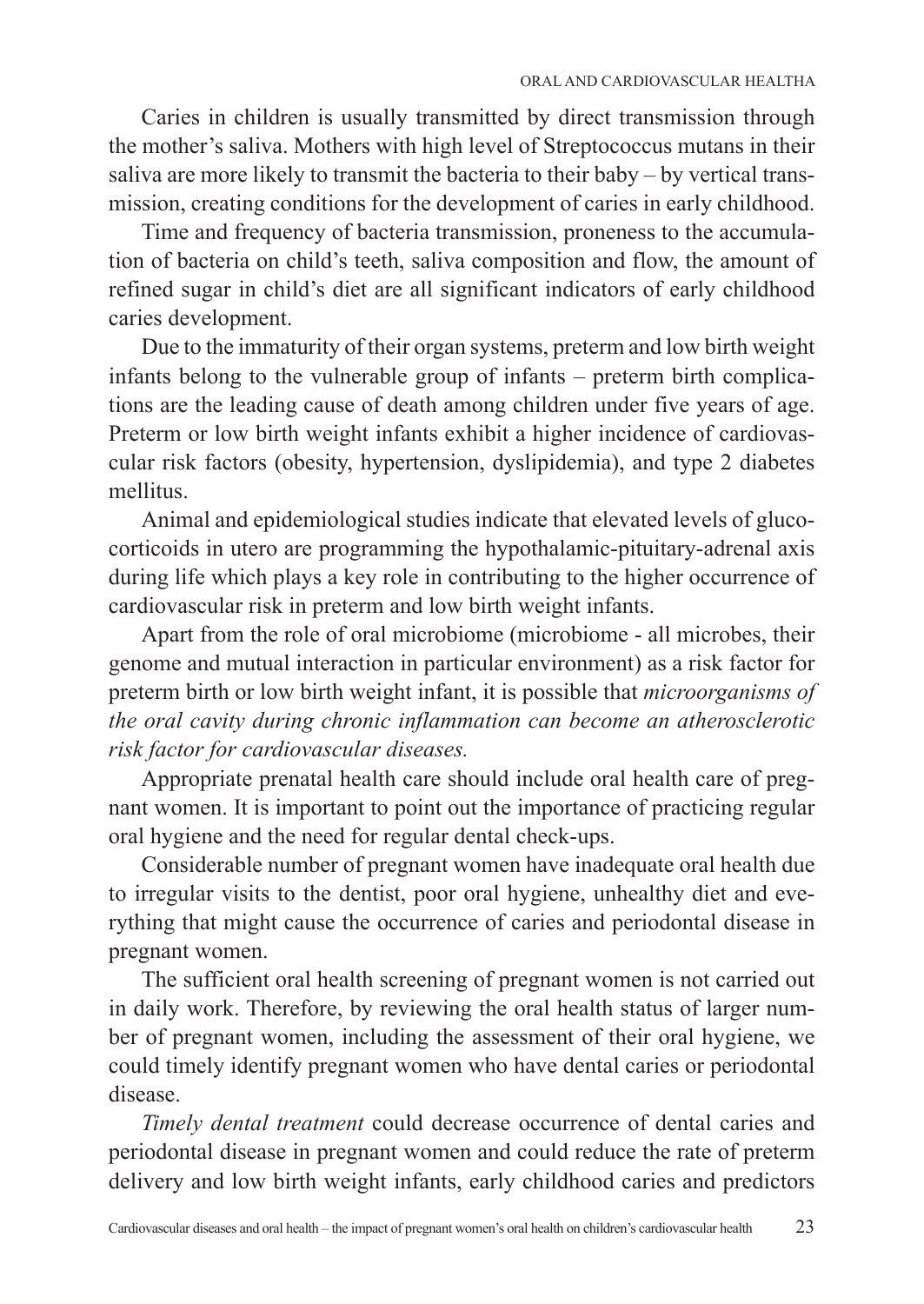Caries in children is usually transmitted by direct transmission through the mother's saliva. Mothers with high level of Streptococcus mutans in their saliva are more likely to transmit the bacteria to their baby – by vertical transmission, creating conditions for the development of caries in early childhood.

Time and frequency of bacteria transmission, proneness to the accumulation of bacteria on child's teeth, saliva composition and flow, the amount of refined sugar in child's diet are all significant indicators of early childhood caries development.

Due to the immaturity of their organ systems, preterm and low birth weight infants belong to the vulnerable group of infants – preterm birth complications are the leading cause of death among children under five years of age. Preterm or low birth weight infants exhibit a higher incidence of cardiovascular risk factors (obesity, hypertension, dyslipidemia), and type 2 diabetes mellitus.

Animal and epidemiological studies indicate that elevated levels of glucocorticoids in utero are programming the hypothalamic-pituitary-adrenal axis during life which plays a key role in contributing to the higher occurrence of cardiovascular risk in preterm and low birth weight infants.

Apart from the role of oral microbiome (microbiome - all microbes, their genome and mutual interaction in particular environment) as a risk factor for preterm birth or low birth weight infant, it is possible that *microorganisms of the oral cavity during chronic inflammation can become an atherosclerotic risk factor for cardiovascular diseases.*

Appropriate prenatal health care should include oral health care of pregnant women. It is important to point out the importance of practicing regular oral hygiene and the need for regular dental check-ups.

Considerable number of pregnant women have inadequate oral health due to irregular visits to the dentist, poor oral hygiene, unhealthy diet and everything that might cause the occurrence of caries and periodontal disease in pregnant women.

The sufficient oral health screening of pregnant women is not carried out in daily work. Therefore, by reviewing the oral health status of larger number of pregnant women, including the assessment of their oral hygiene, we could timely identify pregnant women who have dental caries or periodontal disease.

*Timely dental treatment* could decrease occurrence of dental caries and periodontal disease in pregnant women and could reduce the rate of preterm delivery and low birth weight infants, early childhood caries and predictors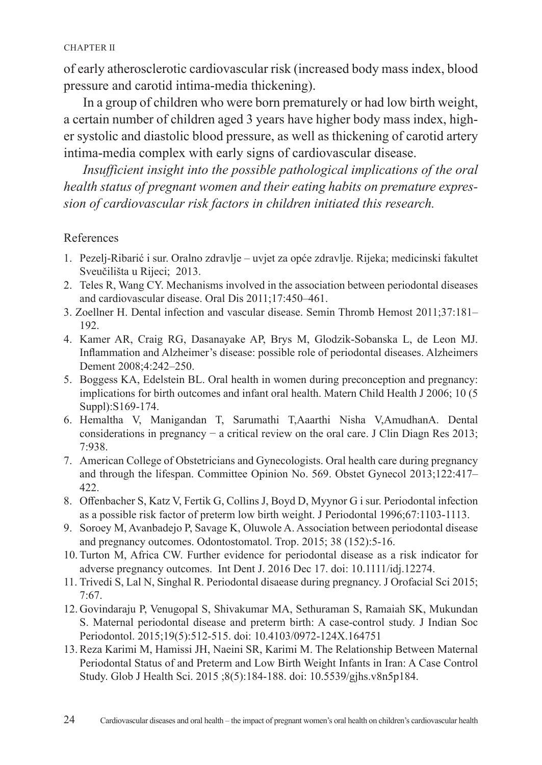of early atherosclerotic cardiovascular risk (increased body mass index, blood pressure and carotid intima-media thickening).

In a group of children who were born prematurely or had low birth weight, a certain number of children aged 3 years have higher body mass index, higher systolic and diastolic blood pressure, as well as thickening of carotid artery intima-media complex with early signs of cardiovascular disease.

*Insufficient insight into the possible pathological implications of the oral health status of pregnant women and their eating habits on premature expression of cardiovascular risk factors in children initiated this research.*

References

1. Pezelj-Ribarić i sur. Oralno zdravlje – uvjet za opće zdravlje. Rijeka; medicinski fakultet Sveučilišta u Rijeci; 2013.
2. Teles R, Wang CY. Mechanisms involved in the association between periodontal diseases and cardiovascular disease. Oral Dis 2011;17:450–461.
3. Zoellner H. Dental infection and vascular disease. Semin Thromb Hemost 2011;37:181–192.
4. Kamer AR, Craig RG, Dasanayake AP, Brys M, Glodzik-Sobanska L, de Leon MJ. Inflammation and Alzheimer's disease: possible role of periodontal diseases. Alzheimers Dement 2008;4:242–250.
5. Boggess KA, Edelstein BL. Oral health in women during preconception and pregnancy: implications for birth outcomes and infant oral health. Matern Child Health J 2006; 10 (5 Suppl):S169-174.
6. Hemaltha V, Manigandan T, Sarumathi T,Aaarthi Nisha V,AmudhanA. Dental considerations in pregnancy − a critical review on the oral care. J Clin Diagn Res 2013; 7:938.
7. American College of Obstetricians and Gynecologists. Oral health care during pregnancy and through the lifespan. Committee Opinion No. 569. Obstet Gynecol 2013;122:417–422.
8. Offenbacher S, Katz V, Fertik G, Collins J, Boyd D, Myynor G i sur. Periodontal infection as a possible risk factor of preterm low birth weight. J Periodontal 1996;67:1103-1113.
9. Soroey M, Avanbadejo P, Savage K, Oluwole A. Association between periodontal disease and pregnancy outcomes. Odontostomatol. Trop. 2015; 38 (152):5-16.
10. Turton M, Africa CW. Further evidence for periodontal disease as a risk indicator for adverse pregnancy outcomes. Int Dent J. 2016 Dec 17. doi: 10.1111/idj.12274.
11. Trivedi S, Lal N, Singhal R. Periodontal disaease during pregnancy. J Orofacial Sci 2015; 7:67.
12. Govindaraju P, Venugopal S, Shivakumar MA, Sethuraman S, Ramaiah SK, Mukundan S. Maternal periodontal disease and preterm birth: A case-control study. J Indian Soc Periodontol. 2015;19(5):512-515. doi: 10.4103/0972-124X.164751
13. Reza Karimi M, Hamissi JH, Naeini SR, Karimi M. The Relationship Between Maternal Periodontal Status of and Preterm and Low Birth Weight Infants in Iran: A Case Control Study. Glob J Health Sci. 2015 ;8(5):184-188. doi: 10.5539/gjhs.v8n5p184.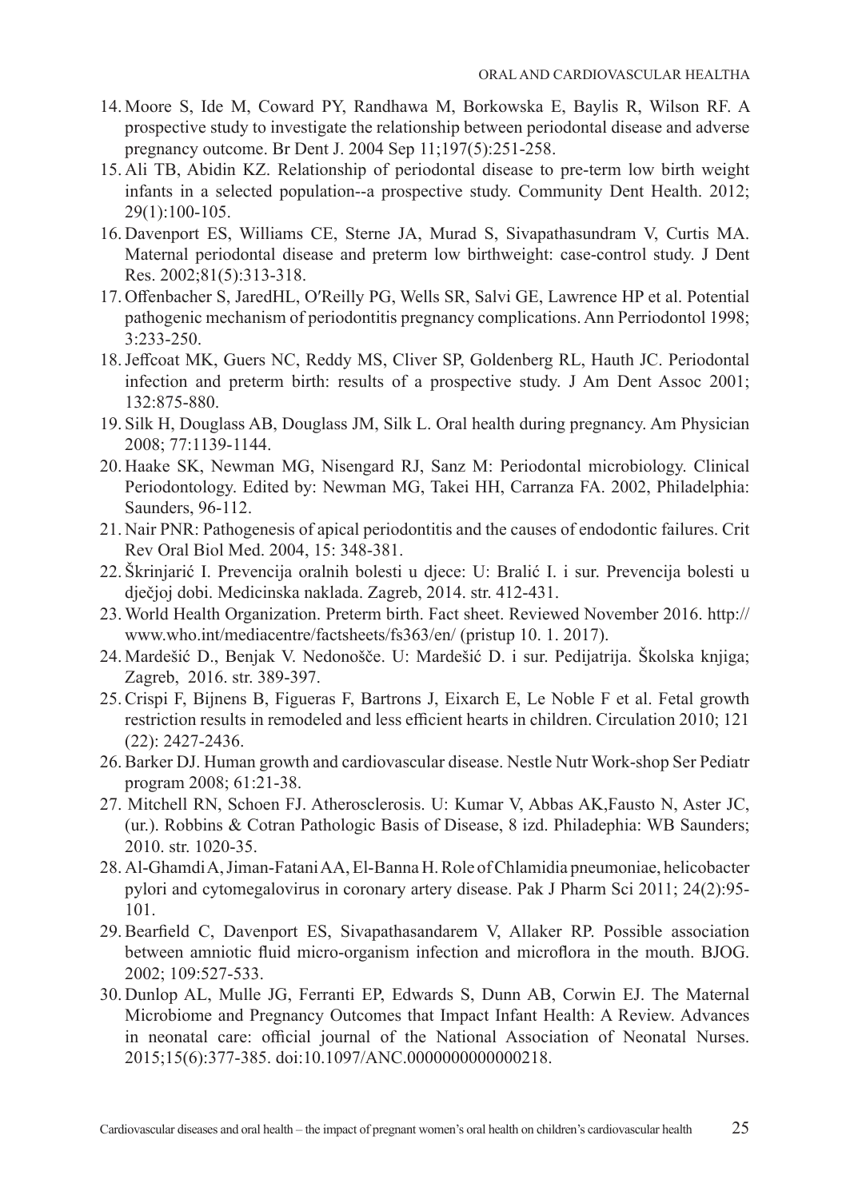14. Moore S, Ide M, Coward PY, Randhawa M, Borkowska E, Baylis R, Wilson RF. A prospective study to investigate the relationship between periodontal disease and adverse pregnancy outcome. Br Dent J. 2004 Sep 11;197(5):251-258.
15. Ali TB, Abidin KZ. Relationship of periodontal disease to pre-term low birth weight infants in a selected population--a prospective study. Community Dent Health. 2012; 29(1):100-105.
16. Davenport ES, Williams CE, Sterne JA, Murad S, Sivapathasundram V, Curtis MA. Maternal periodontal disease and preterm low birthweight: case-control study. J Dent Res. 2002;81(5):313-318.
17. Offenbacher S, JaredHL, O′Reilly PG, Wells SR, Salvi GE, Lawrence HP et al. Potential pathogenic mechanism of periodontitis pregnancy complications. Ann Perriodontol 1998; 3:233-250.
18. Jeffcoat MK, Guers NC, Reddy MS, Cliver SP, Goldenberg RL, Hauth JC. Periodontal infection and preterm birth: results of a prospective study. J Am Dent Assoc 2001; 132:875-880.
19. Silk H, Douglass AB, Douglass JM, Silk L. Oral health during pregnancy. Am Physician 2008; 77:1139-1144.
20. Haake SK, Newman MG, Nisengard RJ, Sanz M: Periodontal microbiology. Clinical Periodontology. Edited by: Newman MG, Takei HH, Carranza FA. 2002, Philadelphia: Saunders, 96-112.
21. Nair PNR: Pathogenesis of apical periodontitis and the causes of endodontic failures. Crit Rev Oral Biol Med. 2004, 15: 348-381.
22. Škrinjarić I. Prevencija oralnih bolesti u djece: U: Bralić I. i sur. Prevencija bolesti u dječjoj dobi. Medicinska naklada. Zagreb, 2014. str. 412-431.
23. World Health Organization. Preterm birth. Fact sheet. Reviewed November 2016. http://www.who.int/mediacentre/factsheets/fs363/en/ (pristup 10. 1. 2017).
24. Mardešić D., Benjak V. Nedonošče. U: Mardešić D. i sur. Pedijatrija. Školska knjiga; Zagreb, 2016. str. 389-397.
25. Crispi F, Bijnens B, Figueras F, Bartrons J, Eixarch E, Le Noble F et al. Fetal growth restriction results in remodeled and less efficient hearts in children. Circulation 2010; 121 (22): 2427-2436.
26. Barker DJ. Human growth and cardiovascular disease. Nestle Nutr Work-shop Ser Pediatr program 2008; 61:21-38.
27. Mitchell RN, Schoen FJ. Atherosclerosis. U: Kumar V, Abbas AK,Fausto N, Aster JC, (ur.). Robbins & Cotran Pathologic Basis of Disease, 8 izd. Philadephia: WB Saunders; 2010. str. 1020-35.
28. Al-Ghamdi A, Jiman-Fatani AA, El-Banna H. Role of Chlamidia pneumoniae, helicobacter pylori and cytomegalovirus in coronary artery disease. Pak J Pharm Sci 2011; 24(2):95-101.
29. Bearfield C, Davenport ES, Sivapathasandarem V, Allaker RP. Possible association between amniotic fluid micro-organism infection and microflora in the mouth. BJOG. 2002; 109:527-533.
30. Dunlop AL, Mulle JG, Ferranti EP, Edwards S, Dunn AB, Corwin EJ. The Maternal Microbiome and Pregnancy Outcomes that Impact Infant Health: A Review. Advances in neonatal care: official journal of the National Association of Neonatal Nurses. 2015;15(6):377-385. doi:10.1097/ANC.0000000000000218.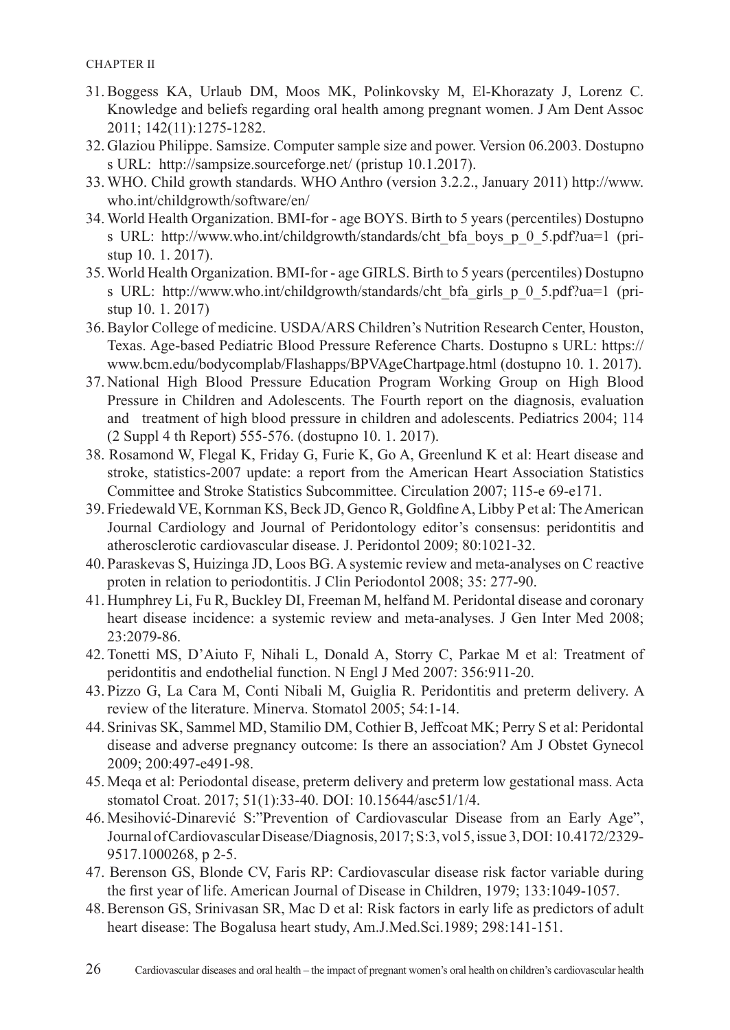31. Boggess KA, Urlaub DM, Moos MK, Polinkovsky M, El-Khorazaty J, Lorenz C. Knowledge and beliefs regarding oral health among pregnant women. J Am Dent Assoc 2011; 142(11):1275-1282.
32. Glaziou Philippe. Samsize. Computer sample size and power. Version 06.2003. Dostupno s URL: http://sampsize.sourceforge.net/ (pristup 10.1.2017).
33. WHO. Child growth standards. WHO Anthro (version 3.2.2., January 2011) http://www.who.int/childgrowth/software/en/
34. World Health Organization. BMI-for - age BOYS. Birth to 5 years (percentiles) Dostupno s URL: http://www.who.int/childgrowth/standards/cht_bfa_boys_p_0_5.pdf?ua=1 (pristup 10. 1. 2017).
35. World Health Organization. BMI-for - age GIRLS. Birth to 5 years (percentiles) Dostupno s URL: http://www.who.int/childgrowth/standards/cht_bfa_girls_p_0_5.pdf?ua=1 (pristup 10. 1. 2017)
36. Baylor College of medicine. USDA/ARS Children's Nutrition Research Center, Houston, Texas. Age-based Pediatric Blood Pressure Reference Charts. Dostupno s URL: https://www.bcm.edu/bodycomplab/Flashapps/BPVAgeChartpage.html (dostupno 10. 1. 2017).
37. National High Blood Pressure Education Program Working Group on High Blood Pressure in Children and Adolescents. The Fourth report on the diagnosis, evaluation and treatment of high blood pressure in children and adolescents. Pediatrics 2004; 114 (2 Suppl 4 th Report) 555-576. (dostupno 10. 1. 2017).
38. Rosamond W, Flegal K, Friday G, Furie K, Go A, Greenlund K et al: Heart disease and stroke, statistics-2007 update: a report from the American Heart Association Statistics Committee and Stroke Statistics Subcommittee. Circulation 2007; 115-e 69-e171.
39. Friedewald VE, Kornman KS, Beck JD, Genco R, Goldfine A, Libby P et al: The American Journal Cardiology and Journal of Peridontology editor's consensus: peridontitis and atherosclerotic cardiovascular disease. J. Peridontol 2009; 80:1021-32.
40. Paraskevas S, Huizinga JD, Loos BG. A systemic review and meta-analyses on C reactive proten in relation to periodontitis. J Clin Periodontol 2008; 35: 277-90.
41. Humphrey Li, Fu R, Buckley DI, Freeman M, helfand M. Peridontal disease and coronary heart disease incidence: a systemic review and meta-analyses. J Gen Inter Med 2008; 23:2079-86.
42. Tonetti MS, D'Aiuto F, Nihali L, Donald A, Storry C, Parkae M et al: Treatment of peridontitis and endothelial function. N Engl J Med 2007: 356:911-20.
43. Pizzo G, La Cara M, Conti Nibali M, Guiglia R. Peridontitis and preterm delivery. A review of the literature. Minerva. Stomatol 2005; 54:1-14.
44. Srinivas SK, Sammel MD, Stamilio DM, Cothier B, Jeffcoat MK; Perry S et al: Peridontal disease and adverse pregnancy outcome: Is there an association? Am J Obstet Gynecol 2009; 200:497-e491-98.
45. Meqa et al: Periodontal disease, preterm delivery and preterm low gestational mass. Acta stomatol Croat. 2017; 51(1):33-40. DOI: 10.15644/asc51/1/4.
46. Mesihović-Dinarević S:"Prevention of Cardiovascular Disease from an Early Age", Journal of Cardiovascular Disease/Diagnosis, 2017; S:3, vol 5, issue 3, DOI: 10.4172/2329-9517.1000268, p 2-5.
47. Berenson GS, Blonde CV, Faris RP: Cardiovascular disease risk factor variable during the first year of life. American Journal of Disease in Children, 1979; 133:1049-1057.
48. Berenson GS, Srinivasan SR, Mac D et al: Risk factors in early life as predictors of adult heart disease: The Bogalusa heart study, Am.J.Med.Sci.1989; 298:141-151.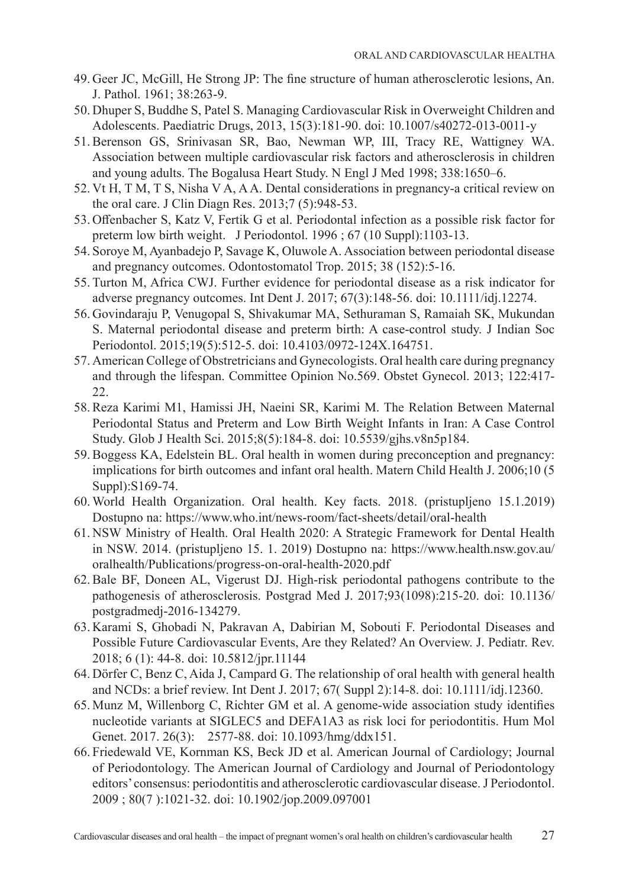49. Geer JC, McGill, He Strong JP: The fine structure of human atherosclerotic lesions, An. J. Pathol. 1961; 38:263-9.
50. Dhuper S, Buddhe S, Patel S. Managing Cardiovascular Risk in Overweight Children and Adolescents. Paediatric Drugs, 2013, 15(3):181-90. doi: 10.1007/s40272-013-0011-y
51. Berenson GS, Srinivasan SR, Bao, Newman WP, III, Tracy RE, Wattigney WA. Association between multiple cardiovascular risk factors and atherosclerosis in children and young adults. The Bogalusa Heart Study. N Engl J Med 1998; 338:1650–6.
52. Vt H, T M, T S, Nisha V A, A A. Dental considerations in pregnancy-a critical review on the oral care. J Clin Diagn Res. 2013;7 (5):948-53.
53. Offenbacher S, Katz V, Fertik G et al. Periodontal infection as a possible risk factor for preterm low birth weight. J Periodontol. 1996 ; 67 (10 Suppl):1103-13.
54. Soroye M, Ayanbadejo P, Savage K, Oluwole A. Association between periodontal disease and pregnancy outcomes. Odontostomatol Trop. 2015; 38 (152):5-16.
55. Turton M, Africa CWJ. Further evidence for periodontal disease as a risk indicator for adverse pregnancy outcomes. Int Dent J. 2017; 67(3):148-56. doi: 10.1111/idj.12274.
56. Govindaraju P, Venugopal S, Shivakumar MA, Sethuraman S, Ramaiah SK, Mukundan S. Maternal periodontal disease and preterm birth: A case-control study. J Indian Soc Periodontol. 2015;19(5):512-5. doi: 10.4103/0972-124X.164751.
57. American College of Obstretricians and Gynecologists. Oral health care during pregnancy and through the lifespan. Committee Opinion No.569. Obstet Gynecol. 2013; 122:417-22.
58. Reza Karimi M1, Hamissi JH, Naeini SR, Karimi M. The Relation Between Maternal Periodontal Status and Preterm and Low Birth Weight Infants in Iran: A Case Control Study. Glob J Health Sci. 2015;8(5):184-8. doi: 10.5539/gjhs.v8n5p184.
59. Boggess KA, Edelstein BL. Oral health in women during preconception and pregnancy: implications for birth outcomes and infant oral health. Matern Child Health J. 2006;10 (5 Suppl):S169-74.
60. World Health Organization. Oral health. Key facts. 2018. (pristupljeno 15.1.2019) Dostupno na: https://www.who.int/news-room/fact-sheets/detail/oral-health
61. NSW Ministry of Health. Oral Health 2020: A Strategic Framework for Dental Health in NSW. 2014. (pristupljeno 15. 1. 2019) Dostupno na: https://www.health.nsw.gov.au/oralhealth/Publications/progress-on-oral-health-2020.pdf
62. Bale BF, Doneen AL, Vigerust DJ. High-risk periodontal pathogens contribute to the pathogenesis of atherosclerosis. Postgrad Med J. 2017;93(1098):215-20. doi: 10.1136/postgradmedj-2016-134279.
63. Karami S, Ghobadi N, Pakravan A, Dabirian M, Sobouti F. Periodontal Diseases and Possible Future Cardiovascular Events, Are they Related? An Overview. J. Pediatr. Rev. 2018; 6 (1): 44-8. doi: 10.5812/jpr.11144
64. Dörfer C, Benz C, Aida J, Campard G. The relationship of oral health with general health and NCDs: a brief review. Int Dent J. 2017; 67( Suppl 2):14-8. doi: 10.1111/idj.12360.
65. Munz M, Willenborg C, Richter GM et al. A genome-wide association study identifies nucleotide variants at SIGLEC5 and DEFA1A3 as risk loci for periodontitis. Hum Mol Genet. 2017. 26(3): 2577-88. doi: 10.1093/hmg/ddx151.
66. Friedewald VE, Kornman KS, Beck JD et al. American Journal of Cardiology; Journal of Periodontology. The American Journal of Cardiology and Journal of Periodontology editors' consensus: periodontitis and atherosclerotic cardiovascular disease. J Periodontol. 2009 ; 80(7 ):1021-32. doi: 10.1902/jop.2009.097001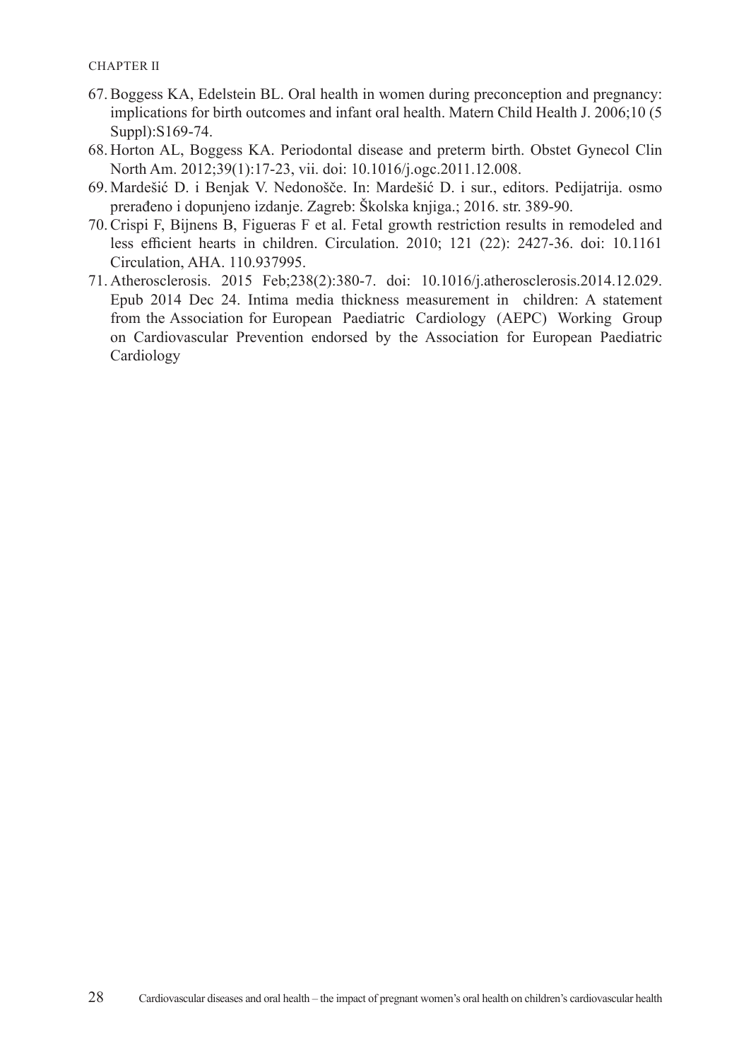67. Boggess KA, Edelstein BL. Oral health in women during preconception and pregnancy: implications for birth outcomes and infant oral health. Matern Child Health J. 2006;10 (5 Suppl):S169-74.
68. Horton AL, Boggess KA. Periodontal disease and preterm birth. Obstet Gynecol Clin North Am. 2012;39(1):17-23, vii. doi: 10.1016/j.ogc.2011.12.008.
69. Mardešić D. i Benjak V. Nedonošče. In: Mardešić D. i sur., editors. Pedijatrija. osmo prerađeno i dopunjeno izdanje. Zagreb: Školska knjiga.; 2016. str. 389-90.
70. Crispi F, Bijnens B, Figueras F et al. Fetal growth restriction results in remodeled and less efficient hearts in children. Circulation. 2010; 121 (22): 2427-36. doi: 10.1161 Circulation, AHA. 110.937995.
71. Atherosclerosis. 2015 Feb;238(2):380-7. doi: 10.1016/j.atherosclerosis.2014.12.029. Epub 2014 Dec 24. Intima media thickness measurement in children: A statement from the Association for European Paediatric Cardiology (AEPC) Working Group on Cardiovascular Prevention endorsed by the Association for European Paediatric Cardiology